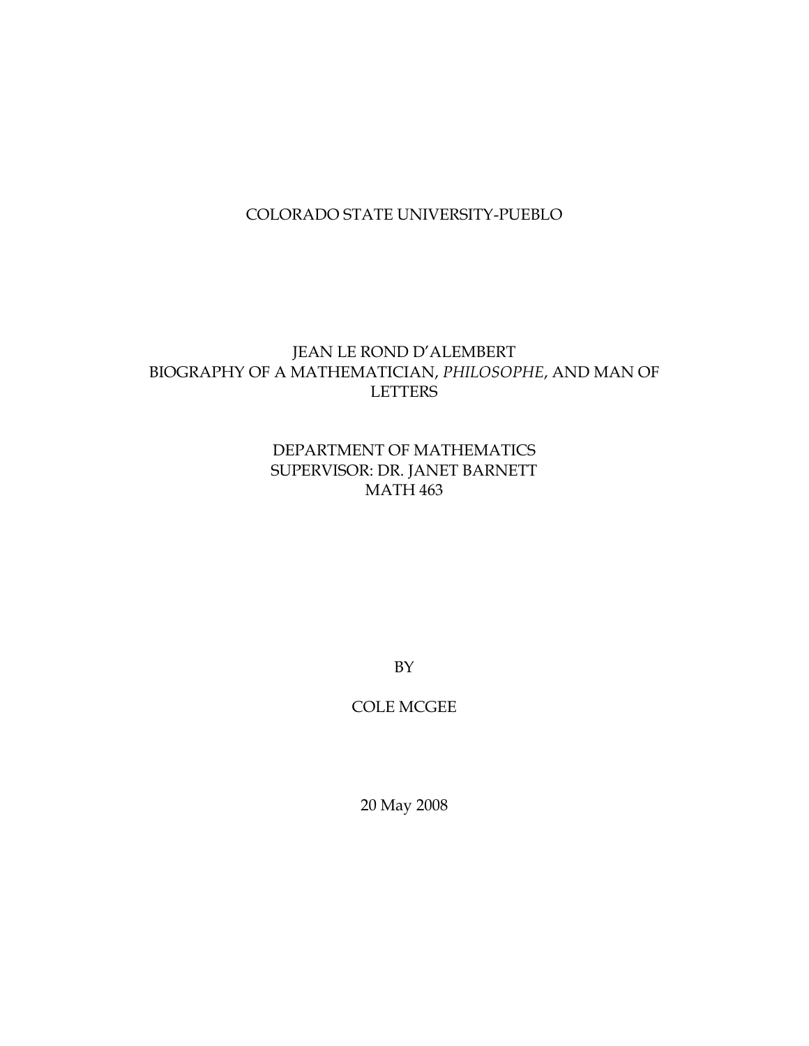COLORADO STATE UNIVERSITY-PUEBLO

# JEAN LE ROND D'ALEMBERT
# BIOGRAPHY OF A MATHEMATICIAN, *PHILOSOPHE*, AND MAN OF LETTERS

DEPARTMENT OF MATHEMATICS
SUPERVISOR: DR. JANET BARNETT
MATH 463

BY

COLE MCGEE

20 May 2008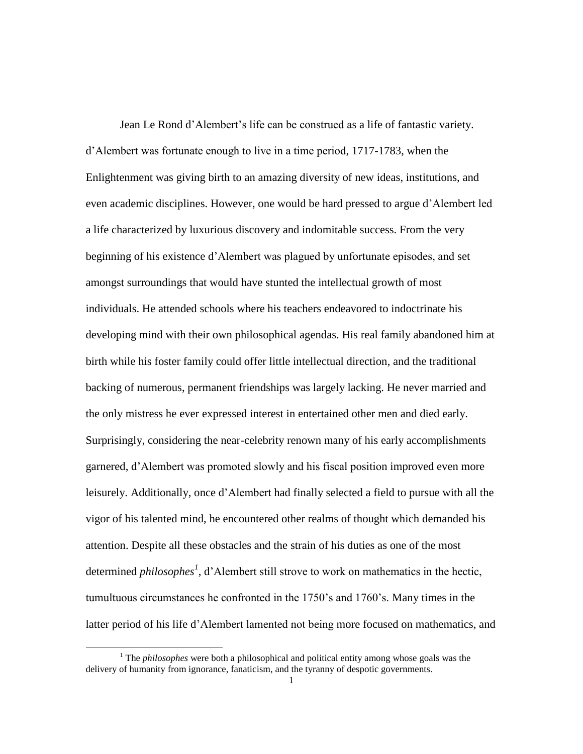Jean Le Rond d'Alembert's life can be construed as a life of fantastic variety. d'Alembert was fortunate enough to live in a time period, 1717-1783, when the Enlightenment was giving birth to an amazing diversity of new ideas, institutions, and even academic disciplines. However, one would be hard pressed to argue d'Alembert led a life characterized by luxurious discovery and indomitable success. From the very beginning of his existence d'Alembert was plagued by unfortunate episodes, and set amongst surroundings that would have stunted the intellectual growth of most individuals. He attended schools where his teachers endeavored to indoctrinate his developing mind with their own philosophical agendas. His real family abandoned him at birth while his foster family could offer little intellectual direction, and the traditional backing of numerous, permanent friendships was largely lacking. He never married and the only mistress he ever expressed interest in entertained other men and died early. Surprisingly, considering the near-celebrity renown many of his early accomplishments garnered, d'Alembert was promoted slowly and his fiscal position improved even more leisurely. Additionally, once d'Alembert had finally selected a field to pursue with all the vigor of his talented mind, he encountered other realms of thought which demanded his attention. Despite all these obstacles and the strain of his duties as one of the most determined *philosophes*[1], d'Alembert still strove to work on mathematics in the hectic, tumultuous circumstances he confronted in the 1750's and 1760's. Many times in the latter period of his life d'Alembert lamented not being more focused on mathematics, and

[1] The *philosophes* were both a philosophical and political entity among whose goals was the delivery of humanity from ignorance, fanaticism, and the tyranny of despotic governments.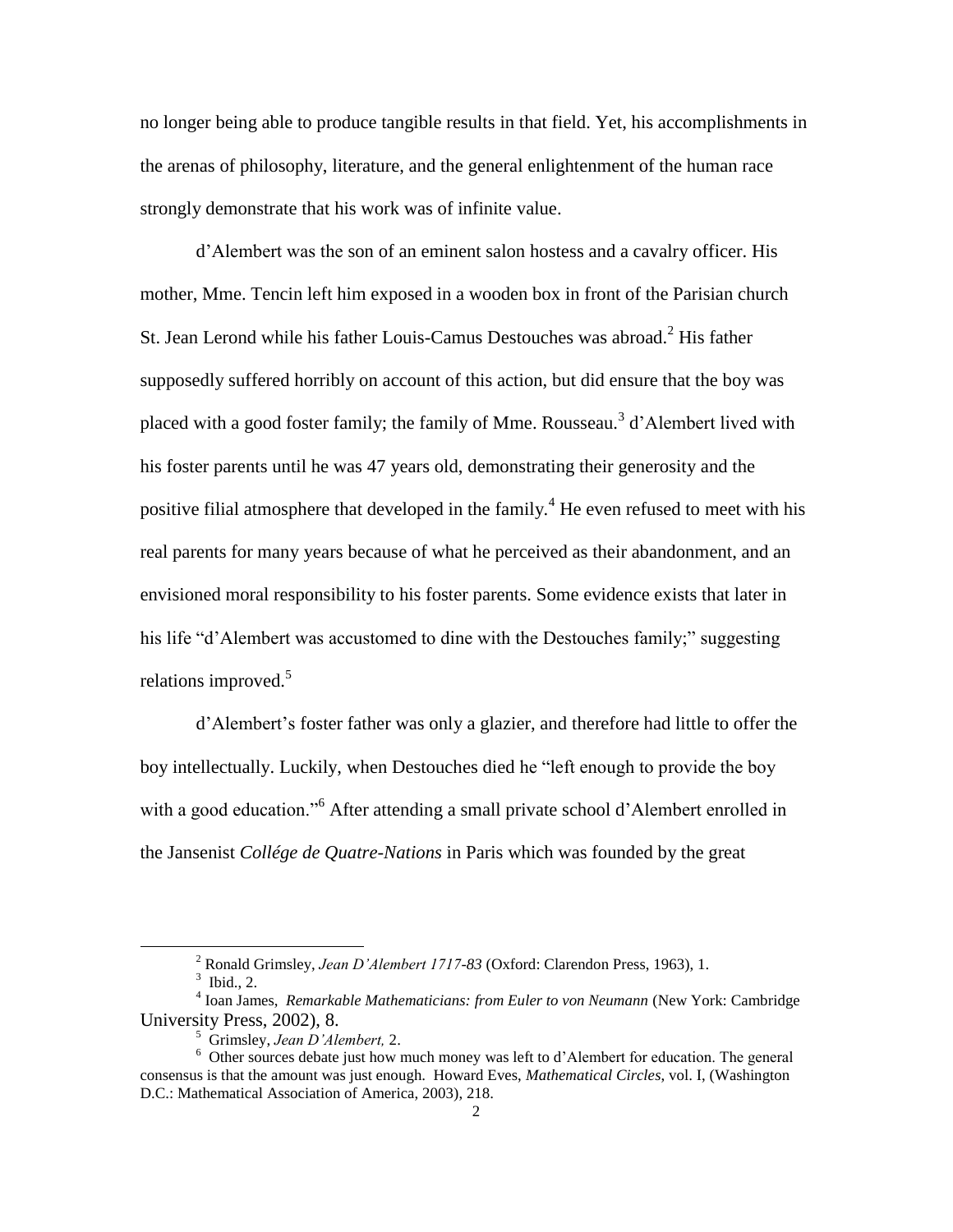no longer being able to produce tangible results in that field. Yet, his accomplishments in the arenas of philosophy, literature, and the general enlightenment of the human race strongly demonstrate that his work was of infinite value.

d'Alembert was the son of an eminent salon hostess and a cavalry officer. His mother, Mme. Tencin left him exposed in a wooden box in front of the Parisian church St. Jean Lerond while his father Louis-Camus Destouches was abroad.[2] His father supposedly suffered horribly on account of this action, but did ensure that the boy was placed with a good foster family; the family of Mme. Rousseau.[3] d'Alembert lived with his foster parents until he was 47 years old, demonstrating their generosity and the positive filial atmosphere that developed in the family.[4] He even refused to meet with his real parents for many years because of what he perceived as their abandonment, and an envisioned moral responsibility to his foster parents. Some evidence exists that later in his life "d'Alembert was accustomed to dine with the Destouches family;" suggesting relations improved.[5]

d'Alembert's foster father was only a glazier, and therefore had little to offer the boy intellectually. Luckily, when Destouches died he "left enough to provide the boy with a good education."[6] After attending a small private school d'Alembert enrolled in the Jansenist *Collége de Quatre-Nations* in Paris which was founded by the great

---

[2] Ronald Grimsley, *Jean D'Alembert 1717-83* (Oxford: Clarendon Press, 1963), 1.

[3] Ibid., 2.

[4] Ioan James, *Remarkable Mathematicians: from Euler to von Neumann* (New York: Cambridge University Press, 2002), 8.

[5] Grimsley, *Jean D'Alembert,* 2.

[6] Other sources debate just how much money was left to d'Alembert for education. The general consensus is that the amount was just enough. Howard Eves, *Mathematical Circles*, vol. I, (Washington D.C.: Mathematical Association of America, 2003), 218.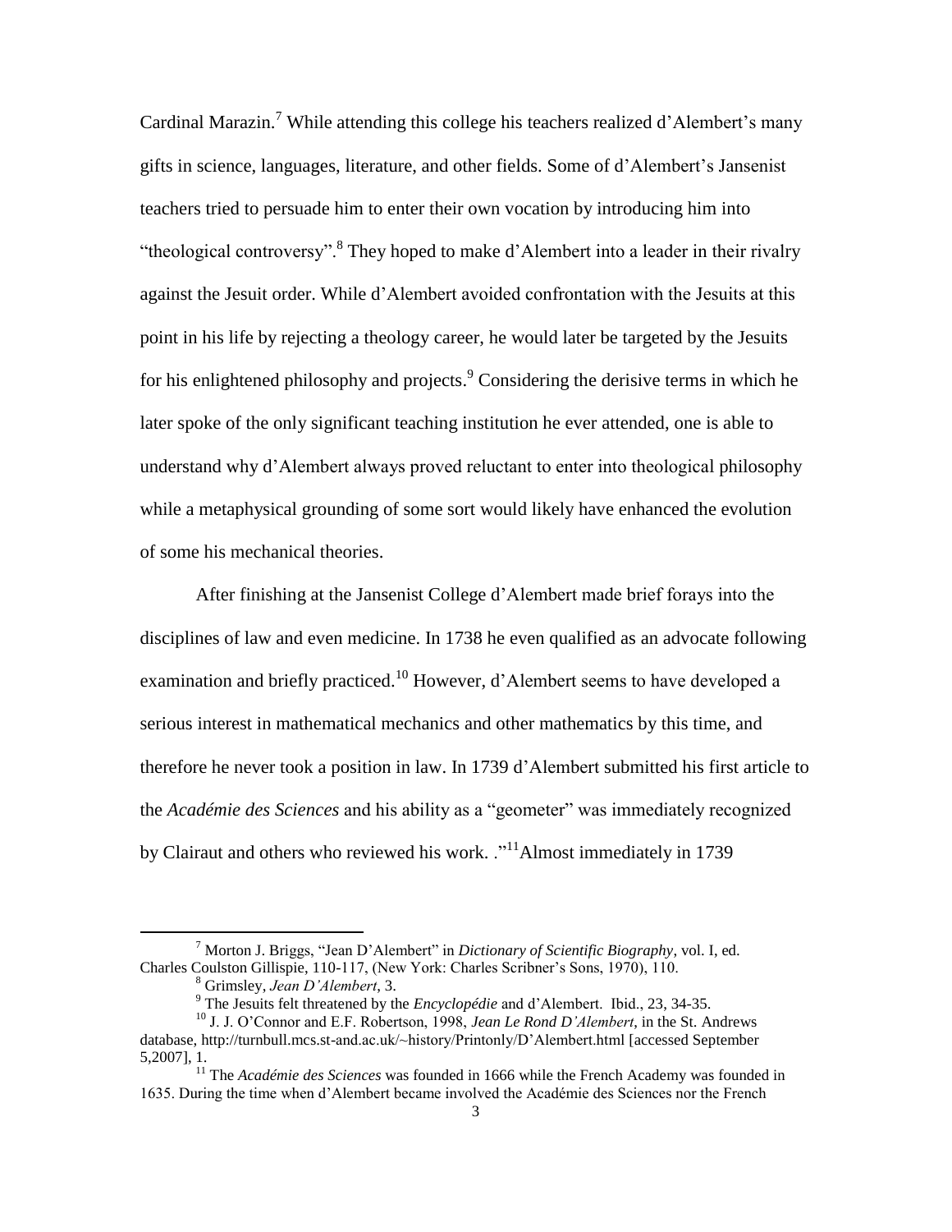Cardinal Marazin.[7] While attending this college his teachers realized d'Alembert's many gifts in science, languages, literature, and other fields. Some of d'Alembert's Jansenist teachers tried to persuade him to enter their own vocation by introducing him into "theological controversy".[8] They hoped to make d'Alembert into a leader in their rivalry against the Jesuit order. While d'Alembert avoided confrontation with the Jesuits at this point in his life by rejecting a theology career, he would later be targeted by the Jesuits for his enlightened philosophy and projects.[9] Considering the derisive terms in which he later spoke of the only significant teaching institution he ever attended, one is able to understand why d'Alembert always proved reluctant to enter into theological philosophy while a metaphysical grounding of some sort would likely have enhanced the evolution of some his mechanical theories.

After finishing at the Jansenist College d'Alembert made brief forays into the disciplines of law and even medicine. In 1738 he even qualified as an advocate following examination and briefly practiced.[10] However, d'Alembert seems to have developed a serious interest in mathematical mechanics and other mathematics by this time, and therefore he never took a position in law. In 1739 d'Alembert submitted his first article to the *Académie des Sciences* and his ability as a "geometer" was immediately recognized by Clairaut and others who reviewed his work. ."[11]Almost immediately in 1739

---

[7] Morton J. Briggs, "Jean D'Alembert" in *Dictionary of Scientific Biography*, vol. I, ed. Charles Coulston Gillispie, 110-117, (New York: Charles Scribner's Sons, 1970), 110.

[8] Grimsley, *Jean D'Alembert*, 3.

[9] The Jesuits felt threatened by the *Encyclopédie* and d'Alembert. Ibid., 23, 34-35.

[10] J. J. O'Connor and E.F. Robertson, 1998, *Jean Le Rond D'Alembert*, in the St. Andrews database, http://turnbull.mcs.st-and.ac.uk/~history/Printonly/D'Alembert.html [accessed September 5,2007], 1.

[11] The *Académie des Sciences* was founded in 1666 while the French Academy was founded in 1635. During the time when d'Alembert became involved the Académie des Sciences nor the French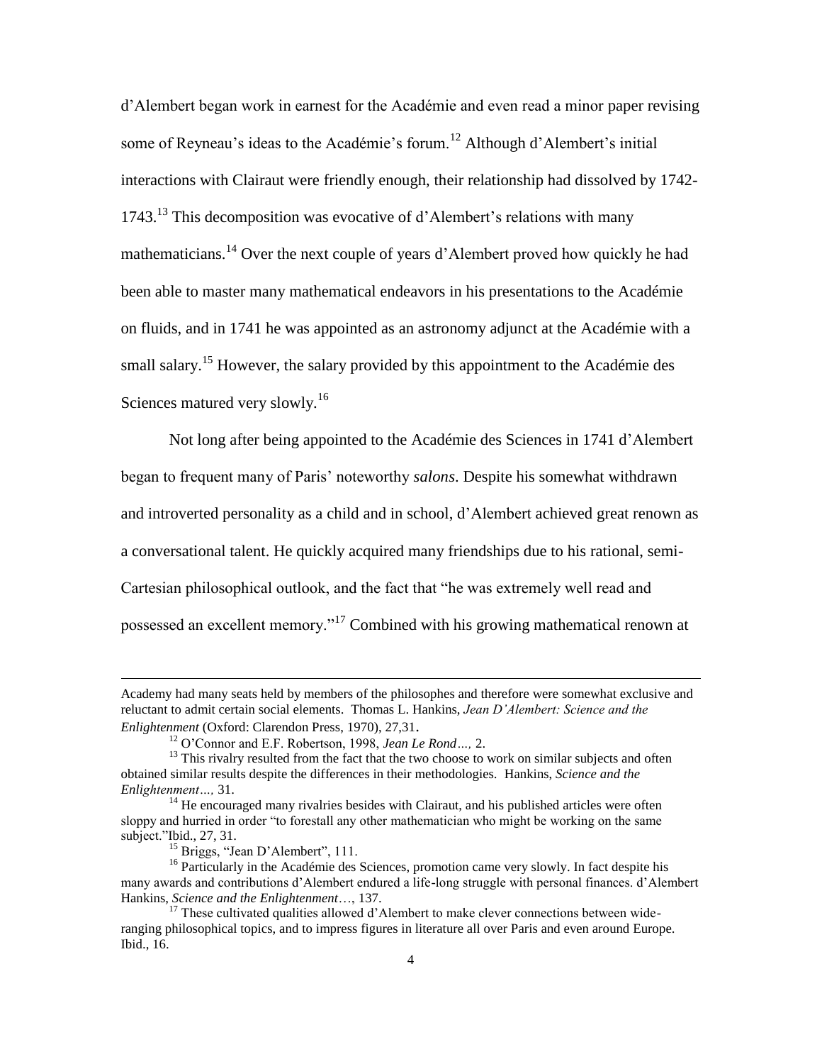d'Alembert began work in earnest for the Académie and even read a minor paper revising some of Reyneau's ideas to the Académie's forum.[12] Although d'Alembert's initial interactions with Clairaut were friendly enough, their relationship had dissolved by 1742-1743.[13] This decomposition was evocative of d'Alembert's relations with many mathematicians.[14] Over the next couple of years d'Alembert proved how quickly he had been able to master many mathematical endeavors in his presentations to the Académie on fluids, and in 1741 he was appointed as an astronomy adjunct at the Académie with a small salary.[15] However, the salary provided by this appointment to the Académie des Sciences matured very slowly.[16]

Not long after being appointed to the Académie des Sciences in 1741 d'Alembert began to frequent many of Paris' noteworthy *salons*. Despite his somewhat withdrawn and introverted personality as a child and in school, d'Alembert achieved great renown as a conversational talent. He quickly acquired many friendships due to his rational, semi-Cartesian philosophical outlook, and the fact that "he was extremely well read and possessed an excellent memory."[17] Combined with his growing mathematical renown at

---

Academy had many seats held by members of the philosophes and therefore were somewhat exclusive and reluctant to admit certain social elements. Thomas L. Hankins, *Jean D'Alembert: Science and the Enlightenment* (Oxford: Clarendon Press, 1970), 27,31.

[12] O'Connor and E.F. Robertson, 1998, *Jean Le Rond…,* 2.

[13] This rivalry resulted from the fact that the two choose to work on similar subjects and often obtained similar results despite the differences in their methodologies. Hankins, *Science and the Enlightenment…,* 31.

[14] He encouraged many rivalries besides with Clairaut, and his published articles were often sloppy and hurried in order "to forestall any other mathematician who might be working on the same subject."Ibid., 27, 31.

[15] Briggs, "Jean D'Alembert", 111.

[16] Particularly in the Académie des Sciences, promotion came very slowly. In fact despite his many awards and contributions d'Alembert endured a life-long struggle with personal finances. d'Alembert Hankins, *Science and the Enlightenment*…, 137.

[17] These cultivated qualities allowed d'Alembert to make clever connections between wide-ranging philosophical topics, and to impress figures in literature all over Paris and even around Europe. Ibid., 16.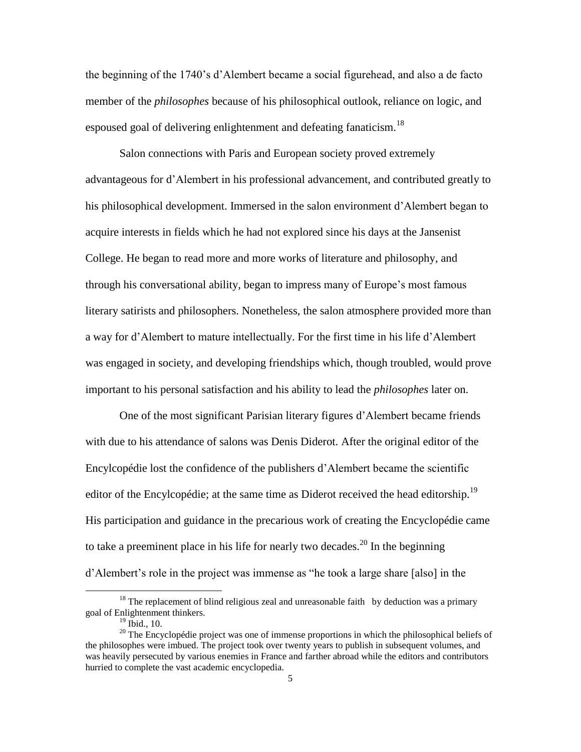the beginning of the 1740's d'Alembert became a social figurehead, and also a de facto member of the *philosophes* because of his philosophical outlook, reliance on logic, and espoused goal of delivering enlightenment and defeating fanaticism.[18]

Salon connections with Paris and European society proved extremely advantageous for d'Alembert in his professional advancement, and contributed greatly to his philosophical development. Immersed in the salon environment d'Alembert began to acquire interests in fields which he had not explored since his days at the Jansenist College. He began to read more and more works of literature and philosophy, and through his conversational ability, began to impress many of Europe's most famous literary satirists and philosophers. Nonetheless, the salon atmosphere provided more than a way for d'Alembert to mature intellectually. For the first time in his life d'Alembert was engaged in society, and developing friendships which, though troubled, would prove important to his personal satisfaction and his ability to lead the *philosophes* later on.

One of the most significant Parisian literary figures d'Alembert became friends with due to his attendance of salons was Denis Diderot. After the original editor of the Encylcopédie lost the confidence of the publishers d'Alembert became the scientific editor of the Encylcopédie; at the same time as Diderot received the head editorship.[19] His participation and guidance in the precarious work of creating the Encyclopédie came to take a preeminent place in his life for nearly two decades.[20] In the beginning d'Alembert's role in the project was immense as "he took a large share [also] in the

[18] The replacement of blind religious zeal and unreasonable faith by deduction was a primary goal of Enlightenment thinkers.

[19] Ibid., 10.

[20] The Encyclopédie project was one of immense proportions in which the philosophical beliefs of the philosophes were imbued. The project took over twenty years to publish in subsequent volumes, and was heavily persecuted by various enemies in France and farther abroad while the editors and contributors hurried to complete the vast academic encyclopedia.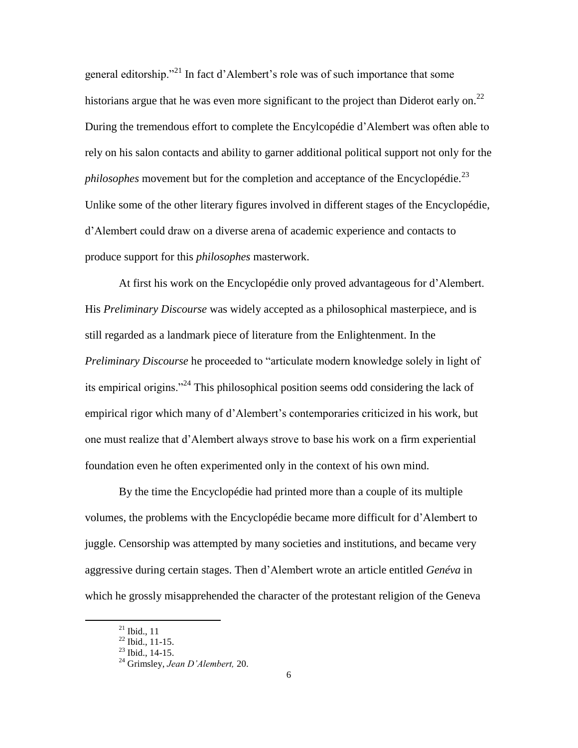general editorship."[21] In fact d'Alembert's role was of such importance that some historians argue that he was even more significant to the project than Diderot early on.[22] During the tremendous effort to complete the Encylcopédie d'Alembert was often able to rely on his salon contacts and ability to garner additional political support not only for the *philosophes* movement but for the completion and acceptance of the Encyclopédie.[23] Unlike some of the other literary figures involved in different stages of the Encyclopédie, d'Alembert could draw on a diverse arena of academic experience and contacts to produce support for this *philosophes* masterwork.

At first his work on the Encyclopédie only proved advantageous for d'Alembert. His *Preliminary Discourse* was widely accepted as a philosophical masterpiece, and is still regarded as a landmark piece of literature from the Enlightenment. In the *Preliminary Discourse* he proceeded to "articulate modern knowledge solely in light of its empirical origins."[24] This philosophical position seems odd considering the lack of empirical rigor which many of d'Alembert's contemporaries criticized in his work, but one must realize that d'Alembert always strove to base his work on a firm experiential foundation even he often experimented only in the context of his own mind.

By the time the Encyclopédie had printed more than a couple of its multiple volumes, the problems with the Encyclopédie became more difficult for d'Alembert to juggle. Censorship was attempted by many societies and institutions, and became very aggressive during certain stages. Then d'Alembert wrote an article entitled *Genéva* in which he grossly misapprehended the character of the protestant religion of the Geneva

---

[21] Ibid., 11

[22] Ibid., 11-15.

[23] Ibid., 14-15.

[24] Grimsley, *Jean D'Alembert,* 20.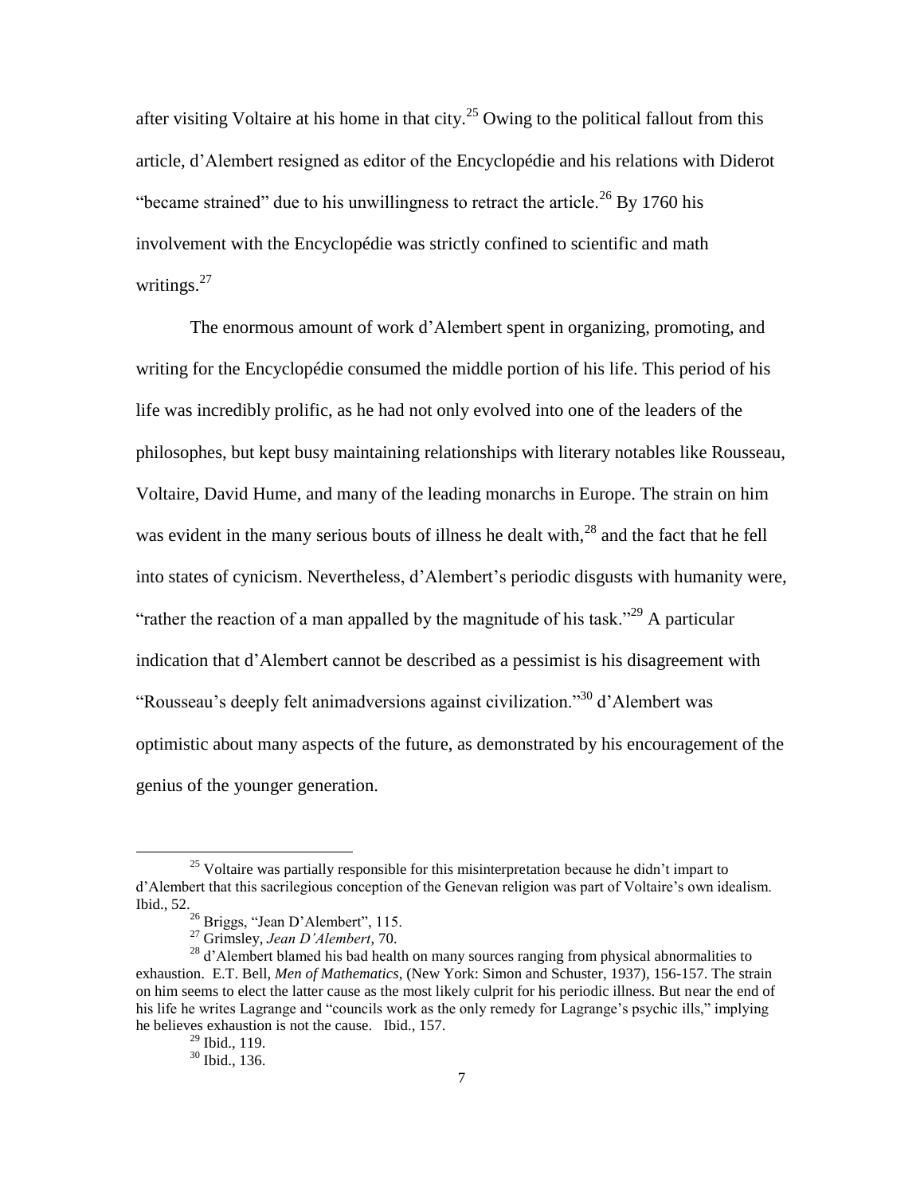after visiting Voltaire at his home in that city.[25] Owing to the political fallout from this article, d'Alembert resigned as editor of the Encyclopédie and his relations with Diderot "became strained" due to his unwillingness to retract the article.[26] By 1760 his involvement with the Encyclopédie was strictly confined to scientific and math writings.[27]

The enormous amount of work d'Alembert spent in organizing, promoting, and writing for the Encyclopédie consumed the middle portion of his life. This period of his life was incredibly prolific, as he had not only evolved into one of the leaders of the philosophes, but kept busy maintaining relationships with literary notables like Rousseau, Voltaire, David Hume, and many of the leading monarchs in Europe. The strain on him was evident in the many serious bouts of illness he dealt with,[28] and the fact that he fell into states of cynicism. Nevertheless, d'Alembert's periodic disgusts with humanity were, "rather the reaction of a man appalled by the magnitude of his task."[29] A particular indication that d'Alembert cannot be described as a pessimist is his disagreement with "Rousseau's deeply felt animadversions against civilization."[30] d'Alembert was optimistic about many aspects of the future, as demonstrated by his encouragement of the genius of the younger generation.

---

[25] Voltaire was partially responsible for this misinterpretation because he didn't impart to d'Alembert that this sacrilegious conception of the Genevan religion was part of Voltaire's own idealism. Ibid., 52.

[26] Briggs, "Jean D'Alembert", 115.

[27] Grimsley, *Jean D'Alembert*, 70.

[28] d'Alembert blamed his bad health on many sources ranging from physical abnormalities to exhaustion. E.T. Bell, *Men of Mathematics*, (New York: Simon and Schuster, 1937), 156-157. The strain on him seems to elect the latter cause as the most likely culprit for his periodic illness. But near the end of his life he writes Lagrange and "councils work as the only remedy for Lagrange's psychic ills," implying he believes exhaustion is not the cause. Ibid., 157.

[29] Ibid., 119.

[30] Ibid., 136.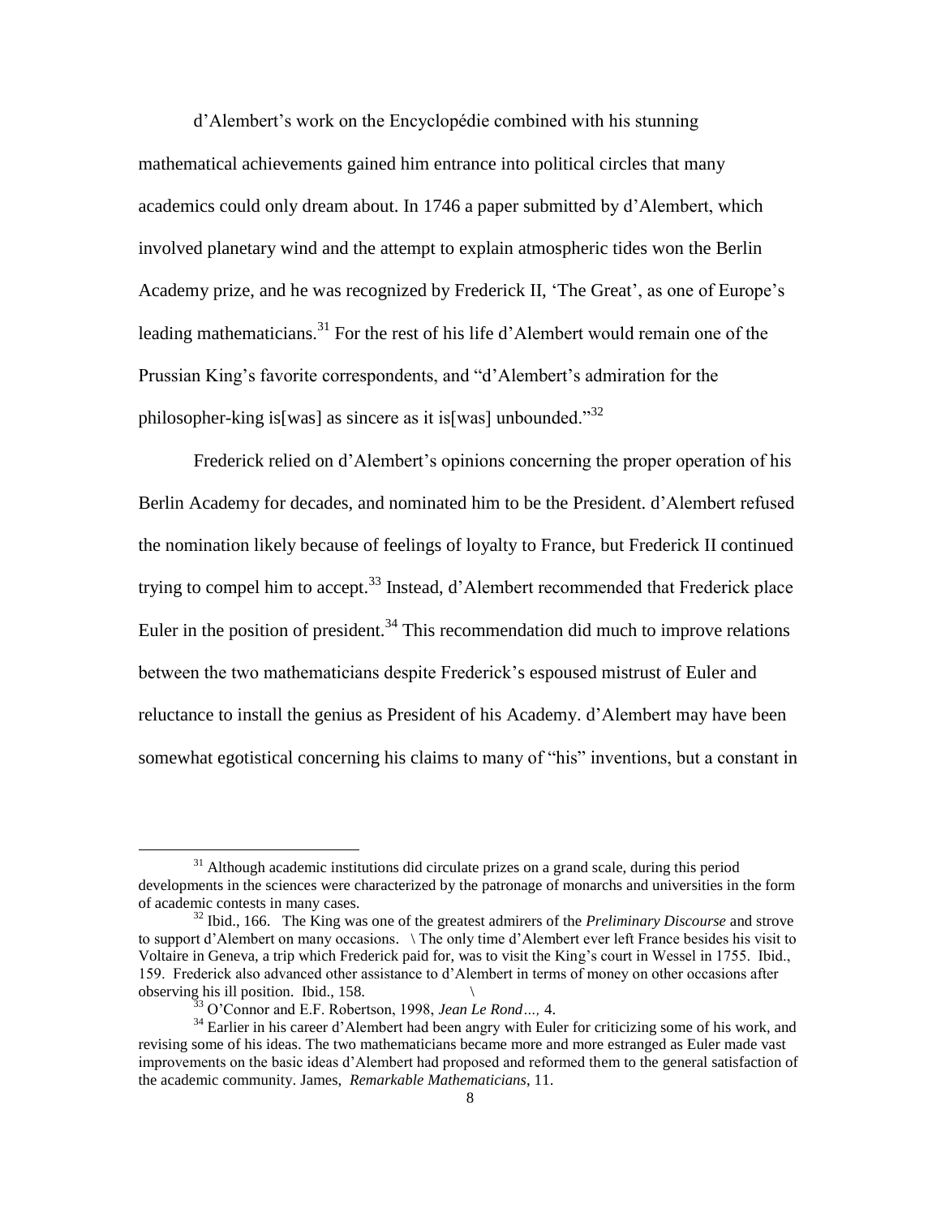d'Alembert's work on the Encyclopédie combined with his stunning mathematical achievements gained him entrance into political circles that many academics could only dream about. In 1746 a paper submitted by d'Alembert, which involved planetary wind and the attempt to explain atmospheric tides won the Berlin Academy prize, and he was recognized by Frederick II, 'The Great', as one of Europe's leading mathematicians.[31] For the rest of his life d'Alembert would remain one of the Prussian King's favorite correspondents, and "d'Alembert's admiration for the philosopher-king is[was] as sincere as it is[was] unbounded."[32]

Frederick relied on d'Alembert's opinions concerning the proper operation of his Berlin Academy for decades, and nominated him to be the President. d'Alembert refused the nomination likely because of feelings of loyalty to France, but Frederick II continued trying to compel him to accept.[33] Instead, d'Alembert recommended that Frederick place Euler in the position of president.[34] This recommendation did much to improve relations between the two mathematicians despite Frederick's espoused mistrust of Euler and reluctance to install the genius as President of his Academy. d'Alembert may have been somewhat egotistical concerning his claims to many of "his" inventions, but a constant in

---

[31] Although academic institutions did circulate prizes on a grand scale, during this period developments in the sciences were characterized by the patronage of monarchs and universities in the form of academic contests in many cases.

[32] Ibid., 166. The King was one of the greatest admirers of the *Preliminary Discourse* and strove to support d'Alembert on many occasions. \ The only time d'Alembert ever left France besides his visit to Voltaire in Geneva, a trip which Frederick paid for, was to visit the King's court in Wessel in 1755. Ibid., 159. Frederick also advanced other assistance to d'Alembert in terms of money on other occasions after observing his ill position. Ibid., 158. \

[33] O'Connor and E.F. Robertson, 1998, *Jean Le Rond…,* 4.

[34] Earlier in his career d'Alembert had been angry with Euler for criticizing some of his work, and revising some of his ideas. The two mathematicians became more and more estranged as Euler made vast improvements on the basic ideas d'Alembert had proposed and reformed them to the general satisfaction of the academic community. James, *Remarkable Mathematicians*, 11.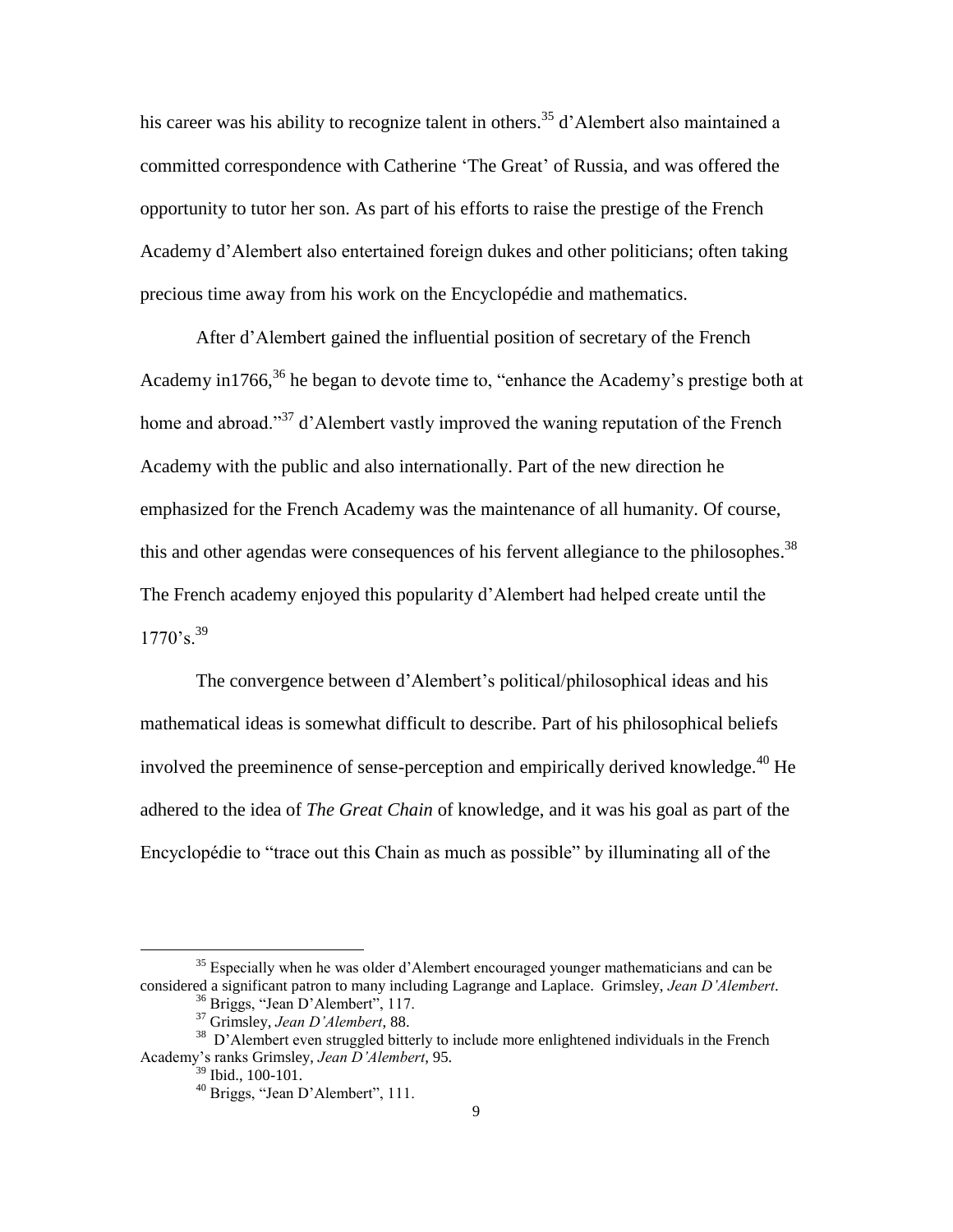his career was his ability to recognize talent in others.[35] d'Alembert also maintained a committed correspondence with Catherine 'The Great' of Russia, and was offered the opportunity to tutor her son. As part of his efforts to raise the prestige of the French Academy d'Alembert also entertained foreign dukes and other politicians; often taking precious time away from his work on the Encyclopédie and mathematics.

After d'Alembert gained the influential position of secretary of the French Academy in1766,[36] he began to devote time to, "enhance the Academy's prestige both at home and abroad."[37] d'Alembert vastly improved the waning reputation of the French Academy with the public and also internationally. Part of the new direction he emphasized for the French Academy was the maintenance of all humanity. Of course, this and other agendas were consequences of his fervent allegiance to the philosophes.[38] The French academy enjoyed this popularity d'Alembert had helped create until the 1770's.[39]

The convergence between d'Alembert's political/philosophical ideas and his mathematical ideas is somewhat difficult to describe. Part of his philosophical beliefs involved the preeminence of sense-perception and empirically derived knowledge.[40] He adhered to the idea of *The Great Chain* of knowledge, and it was his goal as part of the Encyclopédie to "trace out this Chain as much as possible" by illuminating all of the

---

[35] Especially when he was older d'Alembert encouraged younger mathematicians and can be considered a significant patron to many including Lagrange and Laplace. Grimsley, *Jean D'Alembert*.

[36] Briggs, "Jean D'Alembert", 117.

[37] Grimsley, *Jean D'Alembert*, 88.

[38] D'Alembert even struggled bitterly to include more enlightened individuals in the French Academy's ranks Grimsley, *Jean D'Alembert*, 95.

[39] Ibid., 100-101.

[40] Briggs, "Jean D'Alembert", 111.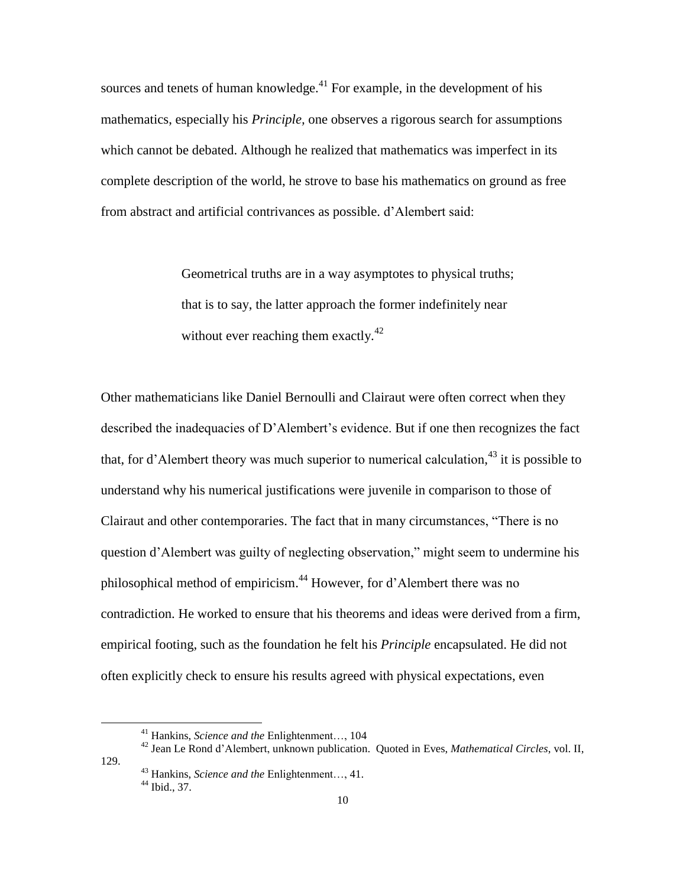sources and tenets of human knowledge.[41] For example, in the development of his mathematics, especially his *Principle,* one observes a rigorous search for assumptions which cannot be debated. Although he realized that mathematics was imperfect in its complete description of the world, he strove to base his mathematics on ground as free from abstract and artificial contrivances as possible. d'Alembert said:

> Geometrical truths are in a way asymptotes to physical truths; that is to say, the latter approach the former indefinitely near without ever reaching them exactly.[42]

Other mathematicians like Daniel Bernoulli and Clairaut were often correct when they described the inadequacies of D'Alembert's evidence. But if one then recognizes the fact that, for d'Alembert theory was much superior to numerical calculation,[43] it is possible to understand why his numerical justifications were juvenile in comparison to those of Clairaut and other contemporaries. The fact that in many circumstances, "There is no question d'Alembert was guilty of neglecting observation," might seem to undermine his philosophical method of empiricism.[44] However, for d'Alembert there was no contradiction. He worked to ensure that his theorems and ideas were derived from a firm, empirical footing, such as the foundation he felt his *Principle* encapsulated. He did not often explicitly check to ensure his results agreed with physical expectations, even

---

[41] Hankins, *Science and the* Enlightenment…, 104

[42] Jean Le Rond d'Alembert, unknown publication. Quoted in Eves, *Mathematical Circles,* vol. II, 129.

[43] Hankins, *Science and the* Enlightenment…, 41.

[44] Ibid., 37.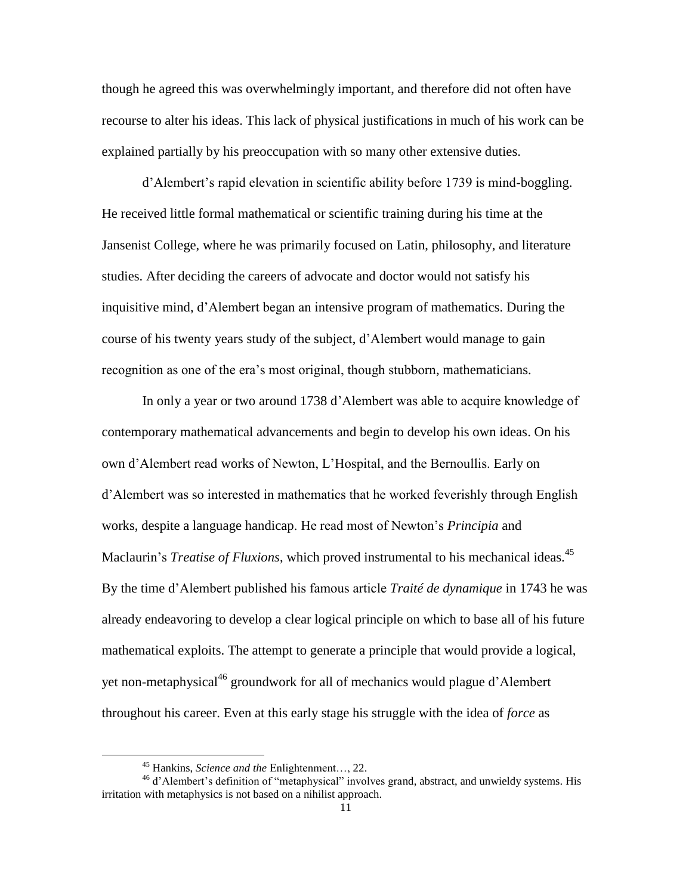though he agreed this was overwhelmingly important, and therefore did not often have recourse to alter his ideas. This lack of physical justifications in much of his work can be explained partially by his preoccupation with so many other extensive duties.

d'Alembert's rapid elevation in scientific ability before 1739 is mind-boggling. He received little formal mathematical or scientific training during his time at the Jansenist College, where he was primarily focused on Latin, philosophy, and literature studies. After deciding the careers of advocate and doctor would not satisfy his inquisitive mind, d'Alembert began an intensive program of mathematics. During the course of his twenty years study of the subject, d'Alembert would manage to gain recognition as one of the era's most original, though stubborn, mathematicians.

In only a year or two around 1738 d'Alembert was able to acquire knowledge of contemporary mathematical advancements and begin to develop his own ideas. On his own d'Alembert read works of Newton, L'Hospital, and the Bernoullis. Early on d'Alembert was so interested in mathematics that he worked feverishly through English works, despite a language handicap. He read most of Newton's *Principia* and Maclaurin's *Treatise of Fluxions*, which proved instrumental to his mechanical ideas.[45] By the time d'Alembert published his famous article *Traité de dynamique* in 1743 he was already endeavoring to develop a clear logical principle on which to base all of his future mathematical exploits. The attempt to generate a principle that would provide a logical, yet non-metaphysical[46] groundwork for all of mechanics would plague d'Alembert throughout his career. Even at this early stage his struggle with the idea of *force* as

---

[45] Hankins, *Science and the* Enlightenment…, 22.

[46] d'Alembert's definition of "metaphysical" involves grand, abstract, and unwieldy systems. His irritation with metaphysics is not based on a nihilist approach.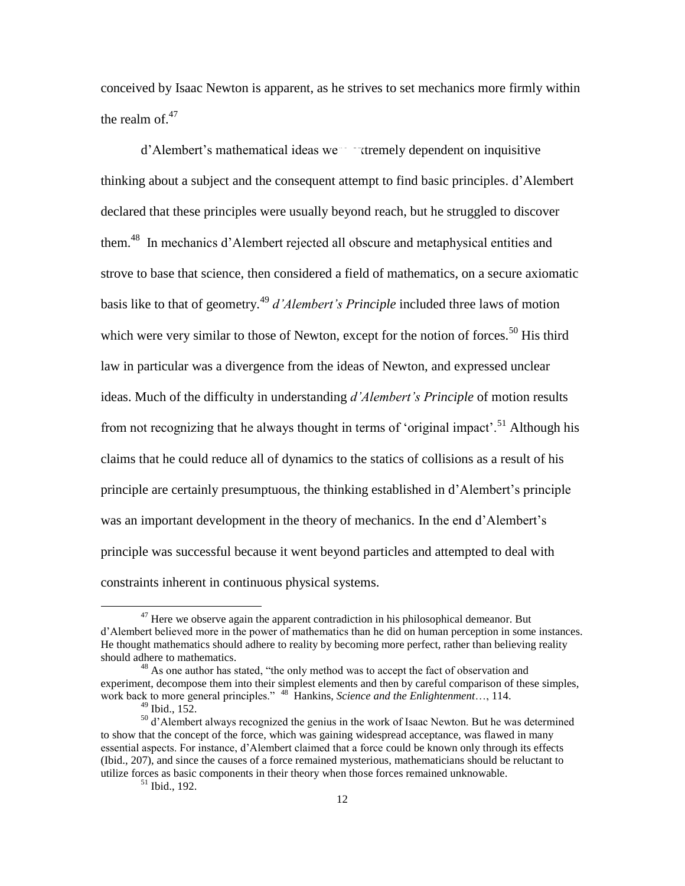conceived by Isaac Newton is apparent, as he strives to set mechanics more firmly within the realm of.[47]

d'Alembert's mathematical ideas were extremely dependent on inquisitive thinking about a subject and the consequent attempt to find basic principles. d'Alembert declared that these principles were usually beyond reach, but he struggled to discover them.[48] In mechanics d'Alembert rejected all obscure and metaphysical entities and strove to base that science, then considered a field of mathematics, on a secure axiomatic basis like to that of geometry.[49] *d'Alembert's Principle* included three laws of motion which were very similar to those of Newton, except for the notion of forces.[50] His third law in particular was a divergence from the ideas of Newton, and expressed unclear ideas. Much of the difficulty in understanding *d'Alembert's Principle* of motion results from not recognizing that he always thought in terms of 'original impact'.[51] Although his claims that he could reduce all of dynamics to the statics of collisions as a result of his principle are certainly presumptuous, the thinking established in d'Alembert's principle was an important development in the theory of mechanics. In the end d'Alembert's principle was successful because it went beyond particles and attempted to deal with constraints inherent in continuous physical systems.

---

[47] Here we observe again the apparent contradiction in his philosophical demeanor. But d'Alembert believed more in the power of mathematics than he did on human perception in some instances. He thought mathematics should adhere to reality by becoming more perfect, rather than believing reality should adhere to mathematics.

[48] As one author has stated, "the only method was to accept the fact of observation and experiment, decompose them into their simplest elements and then by careful comparison of these simples, work back to more general principles." [48] Hankins, *Science and the Enlightenment*…, 114.

[49] Ibid., 152.

[50] d'Alembert always recognized the genius in the work of Isaac Newton. But he was determined to show that the concept of the force, which was gaining widespread acceptance, was flawed in many essential aspects. For instance, d'Alembert claimed that a force could be known only through its effects (Ibid., 207), and since the causes of a force remained mysterious, mathematicians should be reluctant to utilize forces as basic components in their theory when those forces remained unknowable.

[51] Ibid., 192.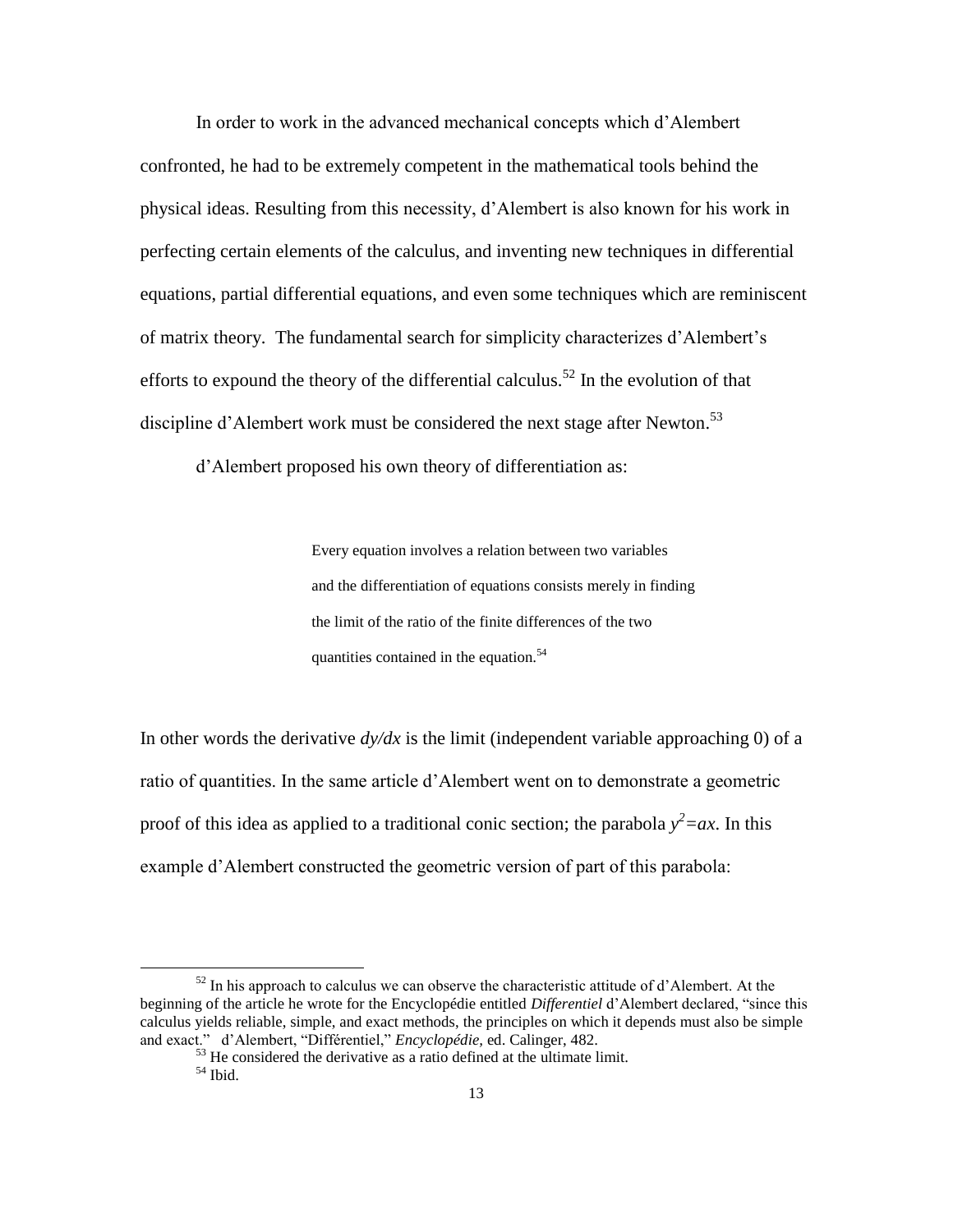In order to work in the advanced mechanical concepts which d'Alembert confronted, he had to be extremely competent in the mathematical tools behind the physical ideas. Resulting from this necessity, d'Alembert is also known for his work in perfecting certain elements of the calculus, and inventing new techniques in differential equations, partial differential equations, and even some techniques which are reminiscent of matrix theory. The fundamental search for simplicity characterizes d'Alembert's efforts to expound the theory of the differential calculus.[52] In the evolution of that discipline d'Alembert work must be considered the next stage after Newton.[53]

d'Alembert proposed his own theory of differentiation as:

> Every equation involves a relation between two variables and the differentiation of equations consists merely in finding the limit of the ratio of the finite differences of the two quantities contained in the equation.[54]

In other words the derivative *dy/dx* is the limit (independent variable approaching 0) of a ratio of quantities. In the same article d'Alembert went on to demonstrate a geometric proof of this idea as applied to a traditional conic section; the parabola $y^2=ax$. In this example d'Alembert constructed the geometric version of part of this parabola:

---

[52] In his approach to calculus we can observe the characteristic attitude of d'Alembert. At the beginning of the article he wrote for the Encyclopédie entitled *Differentiel* d'Alembert declared, "since this calculus yields reliable, simple, and exact methods, the principles on which it depends must also be simple and exact." d'Alembert, "Différentiel," *Encyclopédie,* ed. Calinger, 482.

[53] He considered the derivative as a ratio defined at the ultimate limit.

[54] Ibid.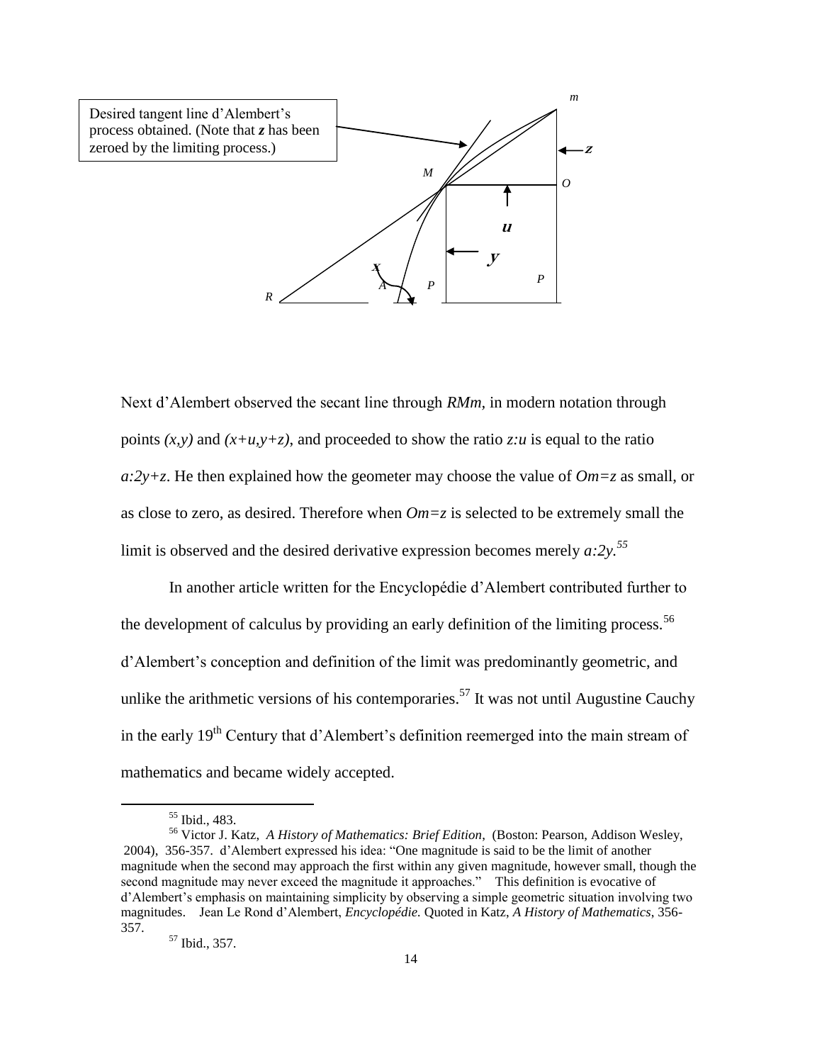Desired tangent line d'Alembert's process obtained. (Note that ***z*** has been zeroed by the limiting process.)

Next d'Alembert observed the secant line through *RMm*, in modern notation through points $(x,y)$ and $(x+u,y+z)$, and proceeded to show the ratio $z:u$ is equal to the ratio $a:2y+z$. He then explained how the geometer may choose the value of $Om=z$ as small, or as close to zero, as desired. Therefore when $Om=z$ is selected to be extremely small the limit is observed and the desired derivative expression becomes merely $a:2y$.[55]

In another article written for the Encyclopédie d'Alembert contributed further to the development of calculus by providing an early definition of the limiting process.[56] d'Alembert's conception and definition of the limit was predominantly geometric, and unlike the arithmetic versions of his contemporaries.[57] It was not until Augustine Cauchy in the early 19th Century that d'Alembert's definition reemerged into the main stream of mathematics and became widely accepted.

---

[55] Ibid., 483.

[56] Victor J. Katz, *A History of Mathematics: Brief Edition*, (Boston: Pearson, Addison Wesley, 2004), 356-357. d'Alembert expressed his idea: "One magnitude is said to be the limit of another magnitude when the second may approach the first within any given magnitude, however small, though the second magnitude may never exceed the magnitude it approaches." This definition is evocative of d'Alembert's emphasis on maintaining simplicity by observing a simple geometric situation involving two magnitudes. Jean Le Rond d'Alembert, *Encyclopédie.* Quoted in Katz, *A History of Mathematics*, 356-357.

[57] Ibid., 357.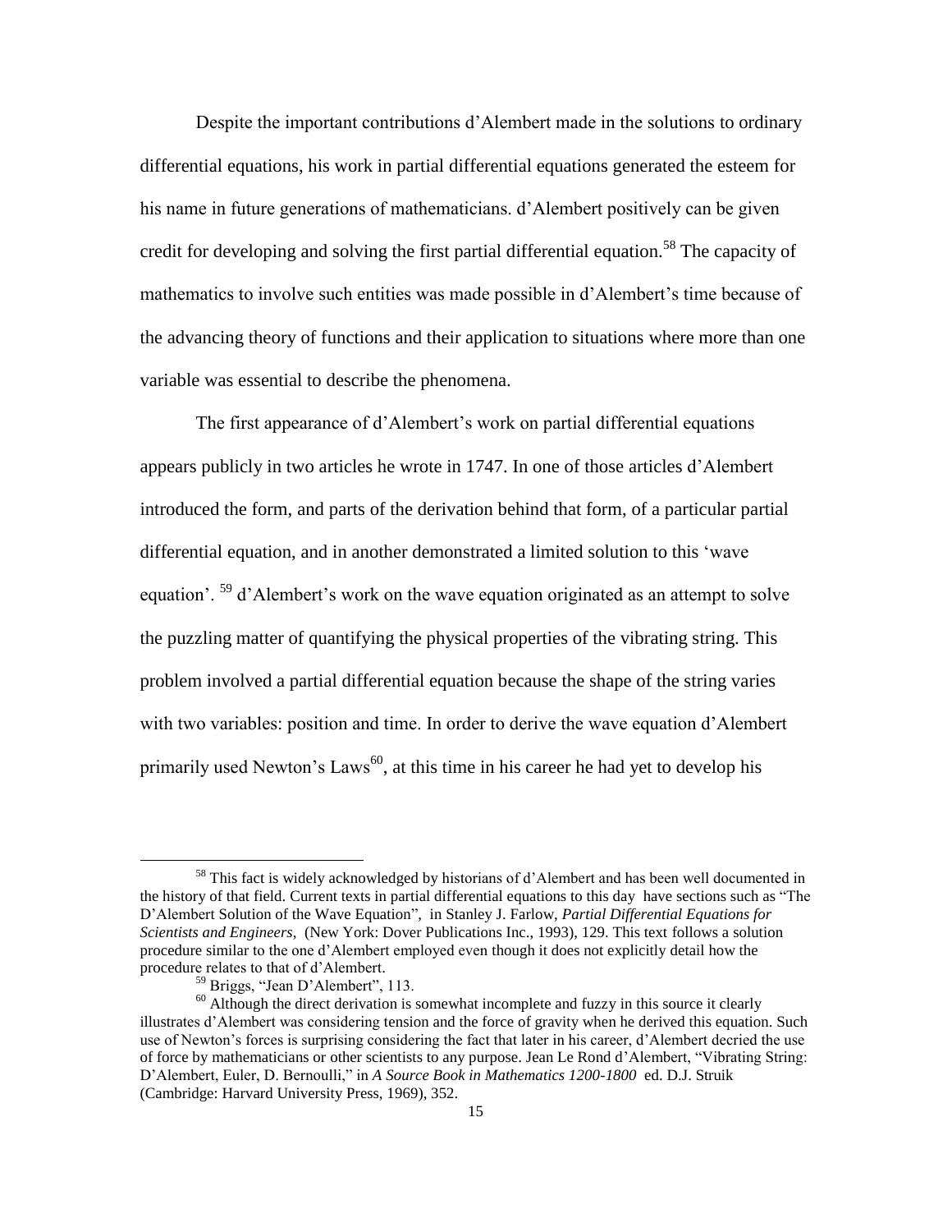Despite the important contributions d'Alembert made in the solutions to ordinary differential equations, his work in partial differential equations generated the esteem for his name in future generations of mathematicians. d'Alembert positively can be given credit for developing and solving the first partial differential equation.[58] The capacity of mathematics to involve such entities was made possible in d'Alembert's time because of the advancing theory of functions and their application to situations where more than one variable was essential to describe the phenomena.

The first appearance of d'Alembert's work on partial differential equations appears publicly in two articles he wrote in 1747. In one of those articles d'Alembert introduced the form, and parts of the derivation behind that form, of a particular partial differential equation, and in another demonstrated a limited solution to this 'wave equation'. [59] d'Alembert's work on the wave equation originated as an attempt to solve the puzzling matter of quantifying the physical properties of the vibrating string. This problem involved a partial differential equation because the shape of the string varies with two variables: position and time. In order to derive the wave equation d'Alembert primarily used Newton's Laws[60], at this time in his career he had yet to develop his

---

[58] This fact is widely acknowledged by historians of d'Alembert and has been well documented in the history of that field. Current texts in partial differential equations to this day have sections such as "The D'Alembert Solution of the Wave Equation", in Stanley J. Farlow, *Partial Differential Equations for Scientists and Engineers*, (New York: Dover Publications Inc., 1993), 129. This text follows a solution procedure similar to the one d'Alembert employed even though it does not explicitly detail how the procedure relates to that of d'Alembert.

[59] Briggs, "Jean D'Alembert", 113.

[60] Although the direct derivation is somewhat incomplete and fuzzy in this source it clearly illustrates d'Alembert was considering tension and the force of gravity when he derived this equation. Such use of Newton's forces is surprising considering the fact that later in his career, d'Alembert decried the use of force by mathematicians or other scientists to any purpose. Jean Le Rond d'Alembert, "Vibrating String: D'Alembert, Euler, D. Bernoulli," in *A Source Book in Mathematics 1200-1800* ed. D.J. Struik (Cambridge: Harvard University Press, 1969), 352.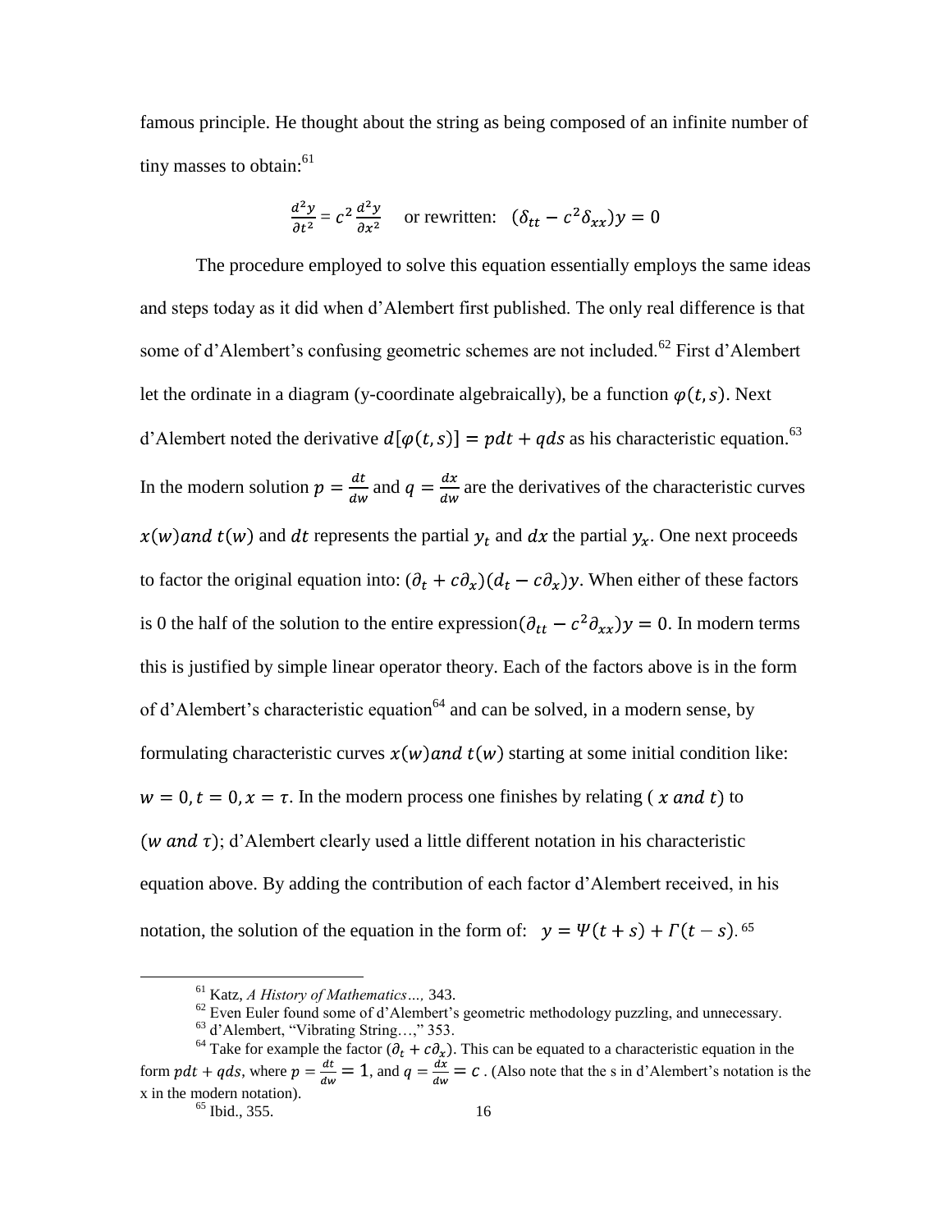famous principle. He thought about the string as being composed of an infinite number of tiny masses to obtain:[61]

$$\frac{d^2y}{\partial t^2} = c^2\frac{d^2y}{\partial x^2} \quad \text{or rewritten:} \quad (\delta_{tt} - c^2\delta_{xx})y = 0$$

The procedure employed to solve this equation essentially employs the same ideas and steps today as it did when d'Alembert first published. The only real difference is that some of d'Alembert's confusing geometric schemes are not included.[62] First d'Alembert let the ordinate in a diagram (y-coordinate algebraically), be a function $\varphi(t,s)$. Next d'Alembert noted the derivative $d[\varphi(t,s)] = pdt + qds$ as his characteristic equation.[63] In the modern solution $p = \frac{dt}{dw}$ and $q = \frac{dx}{dw}$ are the derivatives of the characteristic curves $x(w) and\ t(w)$ and $dt$ represents the partial $y_t$ and $dx$ the partial $y_x$. One next proceeds to factor the original equation into: $(\partial_t + c\partial_x)(d_t - c\partial_x)y$. When either of these factors is 0 the half of the solution to the entire expression$(\partial_{tt} - c^2\partial_{xx})y = 0$. In modern terms this is justified by simple linear operator theory. Each of the factors above is in the form of d'Alembert's characteristic equation[64] and can be solved, in a modern sense, by formulating characteristic curves $x(w) and\ t(w)$ starting at some initial condition like: $w = 0, t = 0, x = \tau$. In the modern process one finishes by relating ( $x\ and\ t$) to $(w\ and\ \tau)$; d'Alembert clearly used a little different notation in his characteristic equation above. By adding the contribution of each factor d'Alembert received, in his notation, the solution of the equation in the form of: $y = \Psi(t+s) + \Gamma(t-s)$.[65]

---

[61] Katz, *A History of Mathematics…,* 343.

[62] Even Euler found some of d'Alembert's geometric methodology puzzling, and unnecessary.

[63] d'Alembert, "Vibrating String…," 353.

[64] Take for example the factor $(\partial_t + c\partial_x)$. This can be equated to a characteristic equation in the form $pdt + qds$, where $p = \frac{dt}{dw} = 1$, and $q = \frac{dx}{dw} = c$ . (Also note that the s in d'Alembert's notation is the x in the modern notation).

[65] Ibid., 355.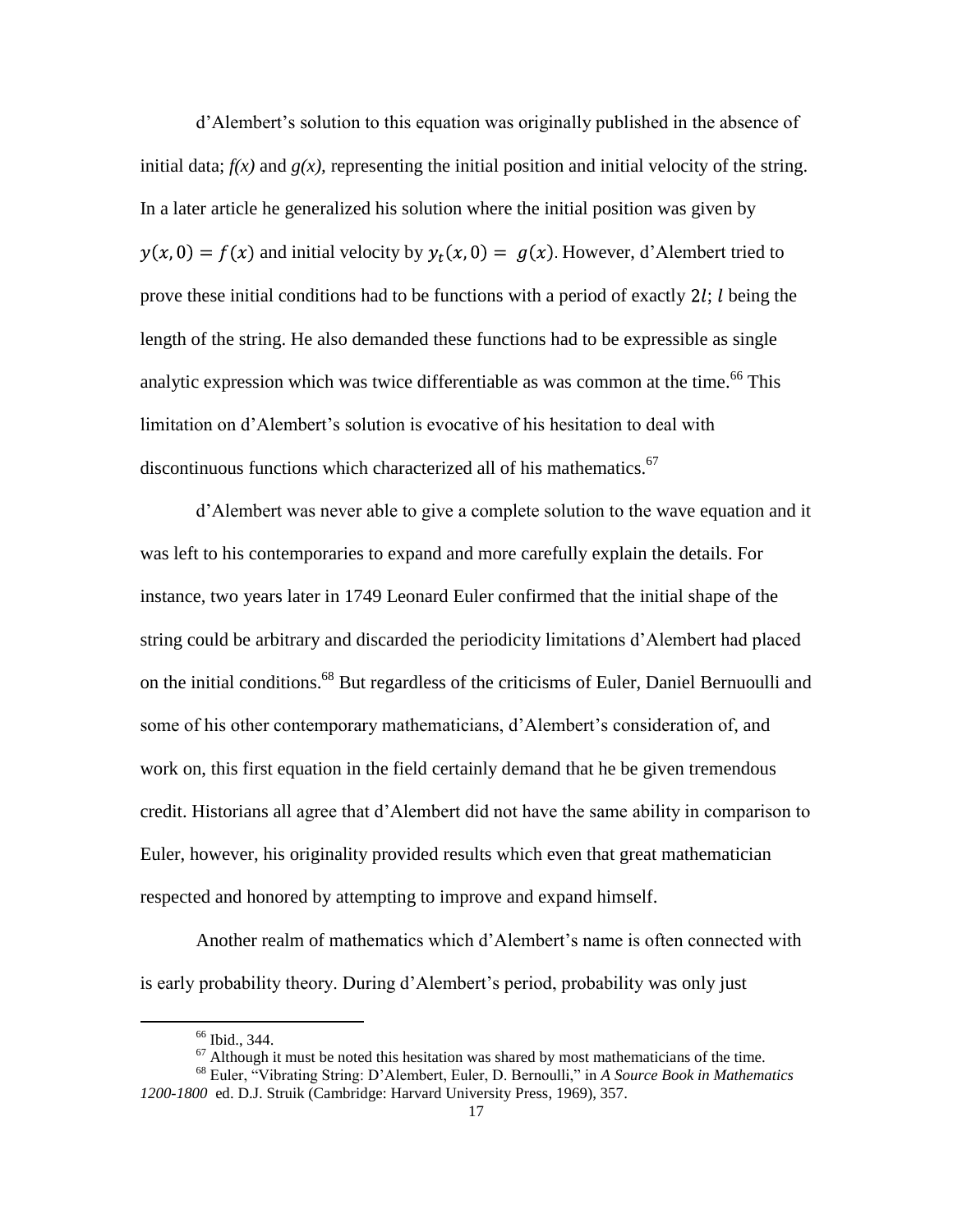d'Alembert's solution to this equation was originally published in the absence of initial data; *f(x)* and *g(x)*, representing the initial position and initial velocity of the string. In a later article he generalized his solution where the initial position was given by $y(x,0) = f(x)$ and initial velocity by $y_t(x,0) = g(x)$. However, d'Alembert tried to prove these initial conditions had to be functions with a period of exactly $2l$; $l$ being the length of the string. He also demanded these functions had to be expressible as single analytic expression which was twice differentiable as was common at the time.[66] This limitation on d'Alembert's solution is evocative of his hesitation to deal with discontinuous functions which characterized all of his mathematics.[67]

d'Alembert was never able to give a complete solution to the wave equation and it was left to his contemporaries to expand and more carefully explain the details. For instance, two years later in 1749 Leonard Euler confirmed that the initial shape of the string could be arbitrary and discarded the periodicity limitations d'Alembert had placed on the initial conditions.[68] But regardless of the criticisms of Euler, Daniel Bernuoulli and some of his other contemporary mathematicians, d'Alembert's consideration of, and work on, this first equation in the field certainly demand that he be given tremendous credit. Historians all agree that d'Alembert did not have the same ability in comparison to Euler, however, his originality provided results which even that great mathematician respected and honored by attempting to improve and expand himself.

Another realm of mathematics which d'Alembert's name is often connected with is early probability theory. During d'Alembert's period, probability was only just

[66] Ibid., 344.

[67] Although it must be noted this hesitation was shared by most mathematicians of the time.

[68] Euler, "Vibrating String: D'Alembert, Euler, D. Bernoulli," in *A Source Book in Mathematics 1200-1800* ed. D.J. Struik (Cambridge: Harvard University Press, 1969), 357.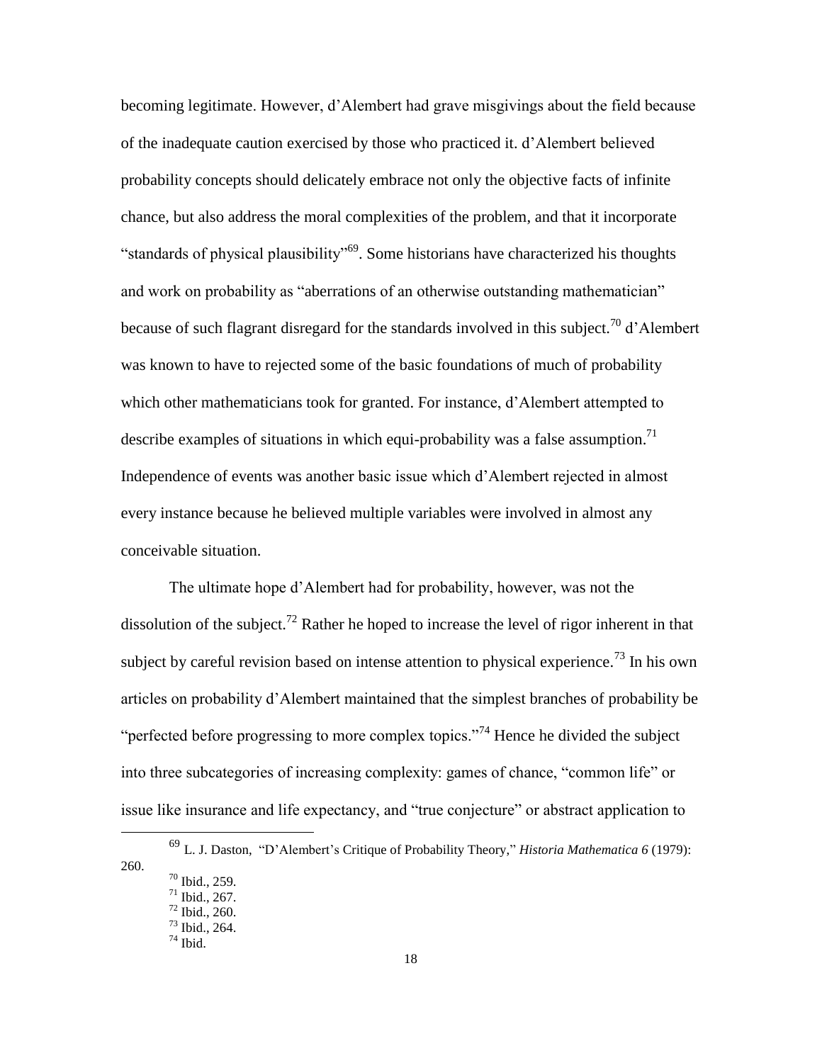becoming legitimate. However, d'Alembert had grave misgivings about the field because of the inadequate caution exercised by those who practiced it. d'Alembert believed probability concepts should delicately embrace not only the objective facts of infinite chance, but also address the moral complexities of the problem, and that it incorporate "standards of physical plausibility"[69]. Some historians have characterized his thoughts and work on probability as "aberrations of an otherwise outstanding mathematician" because of such flagrant disregard for the standards involved in this subject.[70] d'Alembert was known to have to rejected some of the basic foundations of much of probability which other mathematicians took for granted. For instance, d'Alembert attempted to describe examples of situations in which equi-probability was a false assumption.[71] Independence of events was another basic issue which d'Alembert rejected in almost every instance because he believed multiple variables were involved in almost any conceivable situation.

The ultimate hope d'Alembert had for probability, however, was not the dissolution of the subject.[72] Rather he hoped to increase the level of rigor inherent in that subject by careful revision based on intense attention to physical experience.[73] In his own articles on probability d'Alembert maintained that the simplest branches of probability be "perfected before progressing to more complex topics."[74] Hence he divided the subject into three subcategories of increasing complexity: games of chance, "common life" or issue like insurance and life expectancy, and "true conjecture" or abstract application to

---

[69] L. J. Daston, "D'Alembert's Critique of Probability Theory," *Historia Mathematica 6* (1979): 260.

[70] Ibid., 259.

[71] Ibid., 267.

[72] Ibid., 260.

[73] Ibid., 264.

[74] Ibid.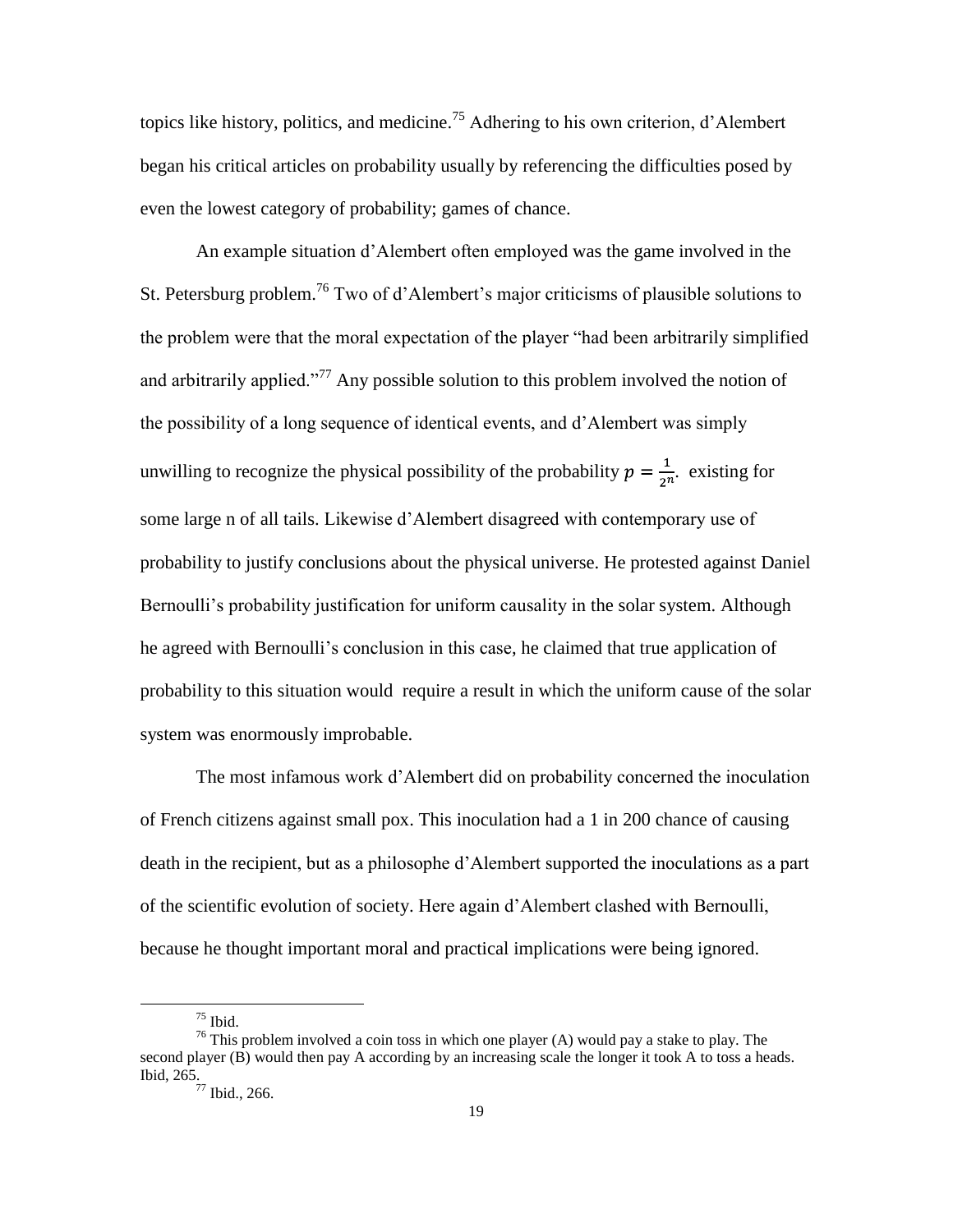topics like history, politics, and medicine.[75] Adhering to his own criterion, d'Alembert began his critical articles on probability usually by referencing the difficulties posed by even the lowest category of probability; games of chance.

An example situation d'Alembert often employed was the game involved in the St. Petersburg problem.[76] Two of d'Alembert's major criticisms of plausible solutions to the problem were that the moral expectation of the player "had been arbitrarily simplified and arbitrarily applied."[77] Any possible solution to this problem involved the notion of the possibility of a long sequence of identical events, and d'Alembert was simply unwilling to recognize the physical possibility of the probability $p = \frac{1}{2^n}.$ existing for some large n of all tails. Likewise d'Alembert disagreed with contemporary use of probability to justify conclusions about the physical universe. He protested against Daniel Bernoulli's probability justification for uniform causality in the solar system. Although he agreed with Bernoulli's conclusion in this case, he claimed that true application of probability to this situation would require a result in which the uniform cause of the solar system was enormously improbable.

The most infamous work d'Alembert did on probability concerned the inoculation of French citizens against small pox. This inoculation had a 1 in 200 chance of causing death in the recipient, but as a philosophe d'Alembert supported the inoculations as a part of the scientific evolution of society. Here again d'Alembert clashed with Bernoulli, because he thought important moral and practical implications were being ignored.

---

[75] Ibid.

[76] This problem involved a coin toss in which one player (A) would pay a stake to play. The second player (B) would then pay A according by an increasing scale the longer it took A to toss a heads. Ibid, 265.

[77] Ibid., 266.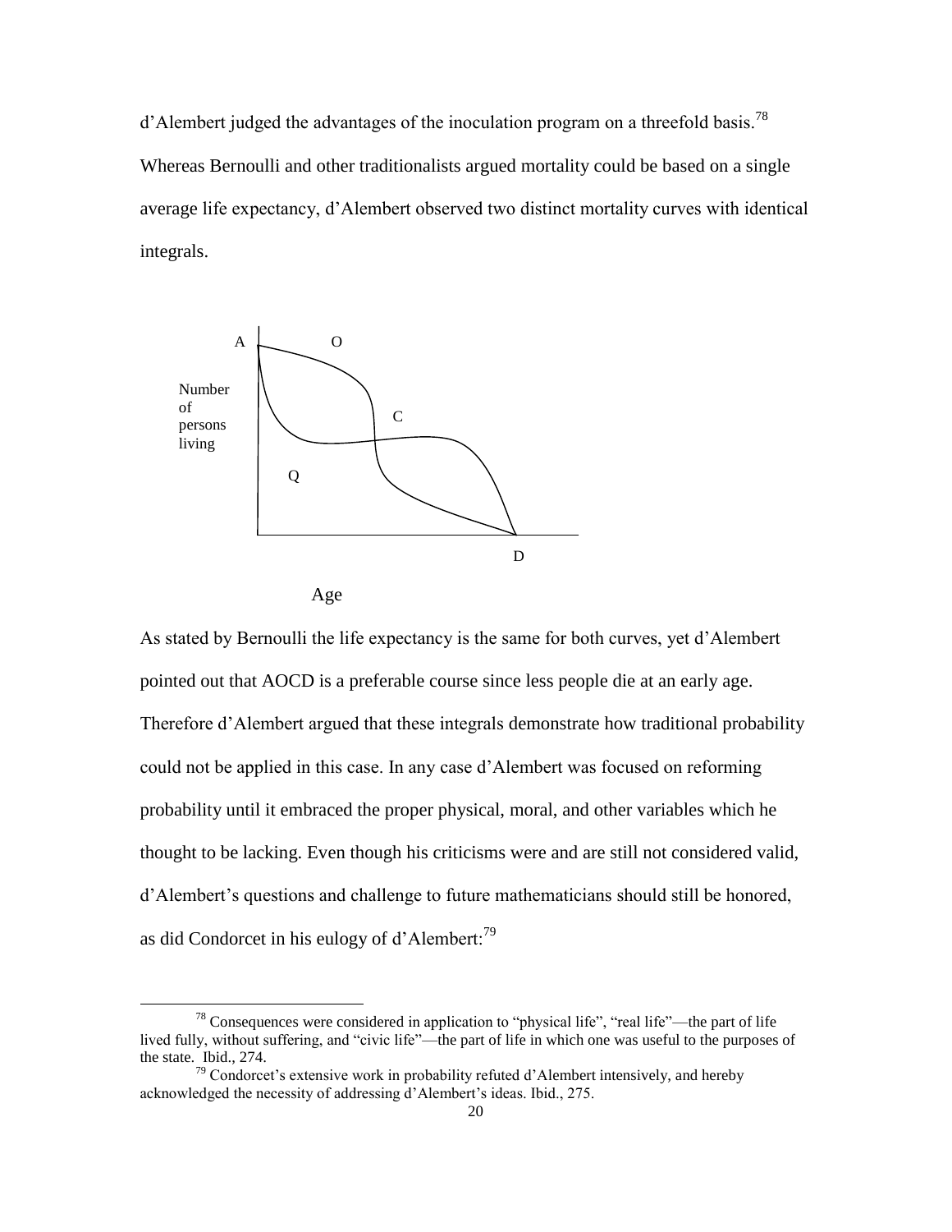d'Alembert judged the advantages of the inoculation program on a threefold basis.[78] Whereas Bernoulli and other traditionalists argued mortality could be based on a single average life expectancy, d'Alembert observed two distinct mortality curves with identical integrals.

As stated by Bernoulli the life expectancy is the same for both curves, yet d'Alembert pointed out that AOCD is a preferable course since less people die at an early age. Therefore d'Alembert argued that these integrals demonstrate how traditional probability could not be applied in this case. In any case d'Alembert was focused on reforming probability until it embraced the proper physical, moral, and other variables which he thought to be lacking. Even though his criticisms were and are still not considered valid, d'Alembert's questions and challenge to future mathematicians should still be honored, as did Condorcet in his eulogy of d'Alembert:[79]

---

[78] Consequences were considered in application to "physical life", "real life"—the part of life lived fully, without suffering, and "civic life"—the part of life in which one was useful to the purposes of the state. Ibid., 274.

[79] Condorcet's extensive work in probability refuted d'Alembert intensively, and hereby acknowledged the necessity of addressing d'Alembert's ideas. Ibid., 275.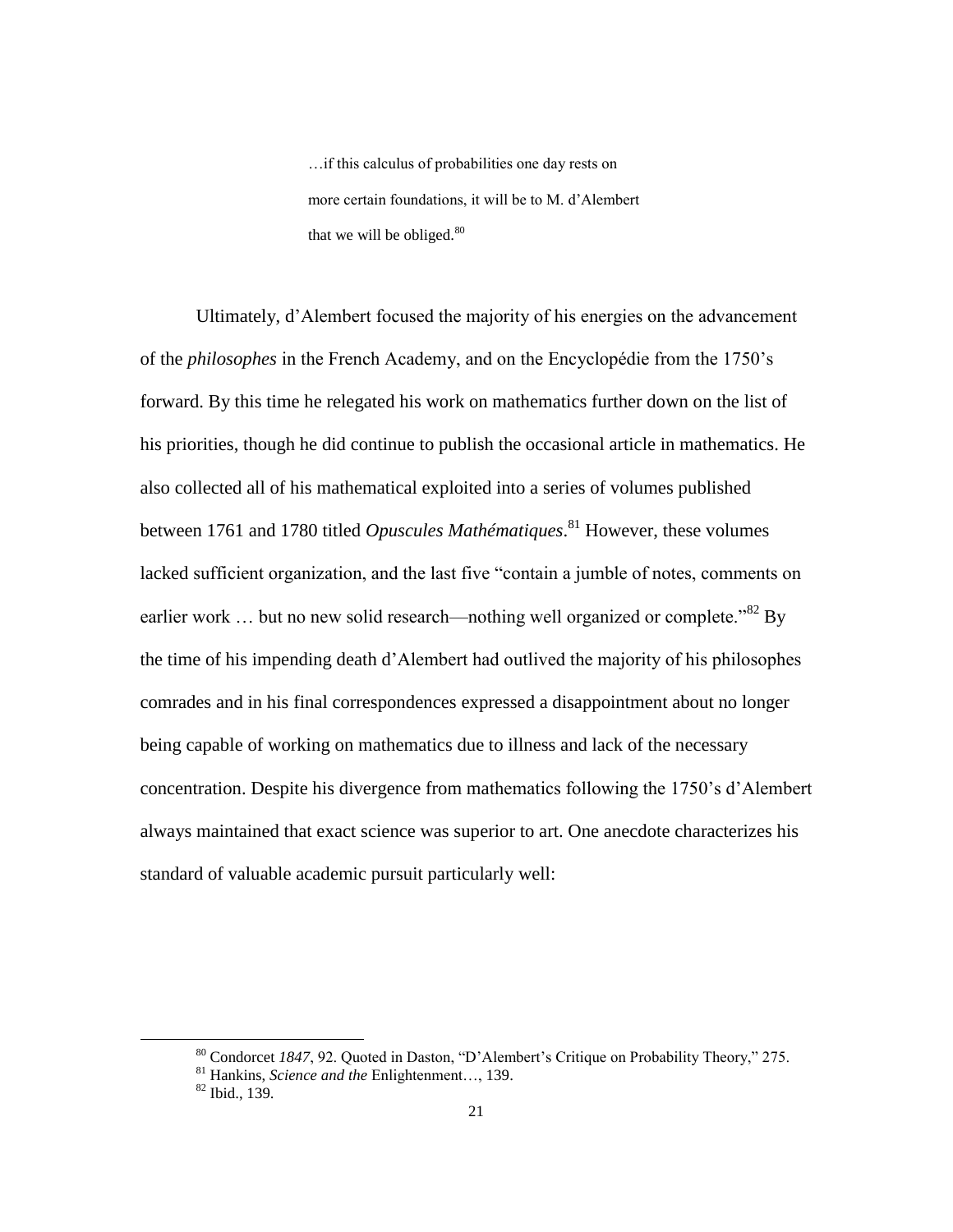> …if this calculus of probabilities one day rests on more certain foundations, it will be to M. d'Alembert that we will be obliged.[80]

Ultimately, d'Alembert focused the majority of his energies on the advancement of the *philosophes* in the French Academy, and on the Encyclopédie from the 1750's forward. By this time he relegated his work on mathematics further down on the list of his priorities, though he did continue to publish the occasional article in mathematics. He also collected all of his mathematical exploited into a series of volumes published between 1761 and 1780 titled *Opuscules Mathématiques*.[81] However, these volumes lacked sufficient organization, and the last five "contain a jumble of notes, comments on earlier work … but no new solid research—nothing well organized or complete."[82] By the time of his impending death d'Alembert had outlived the majority of his philosophes comrades and in his final correspondences expressed a disappointment about no longer being capable of working on mathematics due to illness and lack of the necessary concentration. Despite his divergence from mathematics following the 1750's d'Alembert always maintained that exact science was superior to art. One anecdote characterizes his standard of valuable academic pursuit particularly well:

---

[80] Condorcet *1847*, 92. Quoted in Daston, "D'Alembert's Critique on Probability Theory," 275.

[81] Hankins, *Science and the* Enlightenment…, 139.

[82] Ibid., 139.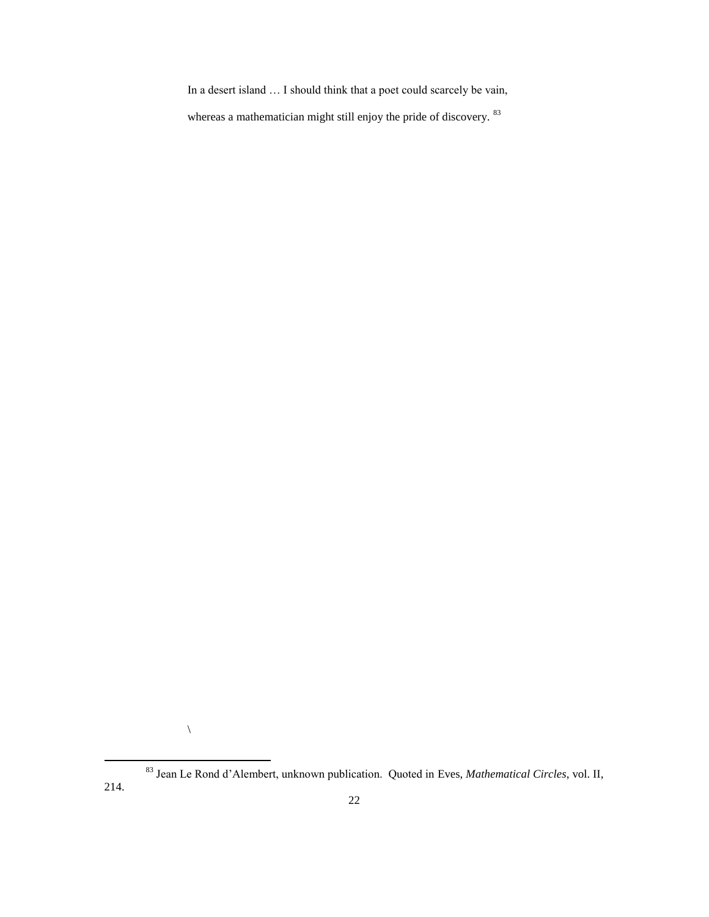> In a desert island … I should think that a poet could scarcely be vain, whereas a mathematician might still enjoy the pride of discovery. [83]

\

---

[83] Jean Le Rond d'Alembert, unknown publication. Quoted in Eves, *Mathematical Circles*, vol. II, 214.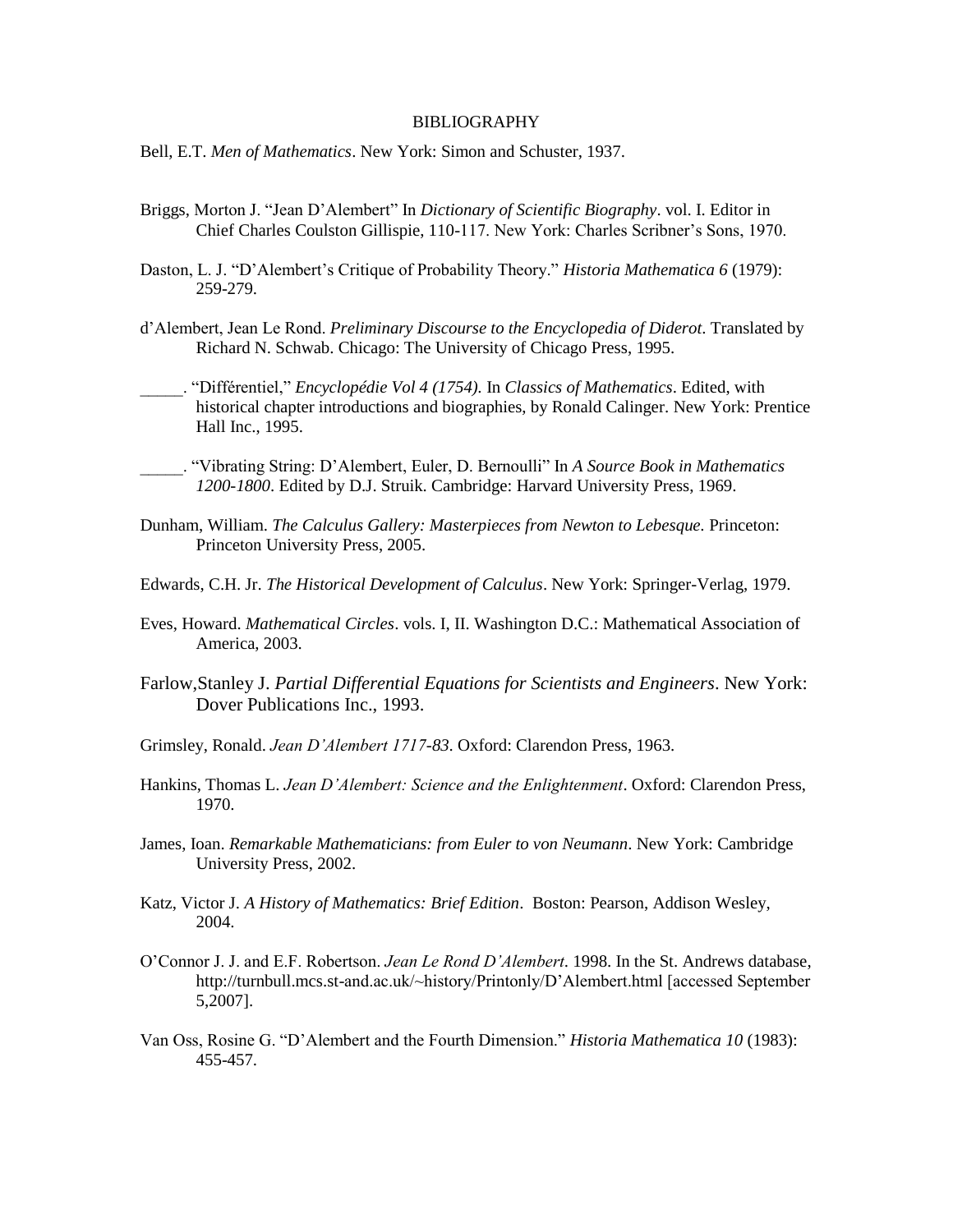# BIBLIOGRAPHY

Bell, E.T. *Men of Mathematics*. New York: Simon and Schuster, 1937.

Briggs, Morton J. "Jean D'Alembert" In *Dictionary of Scientific Biography*. vol. I. Editor in Chief Charles Coulston Gillispie, 110-117. New York: Charles Scribner's Sons, 1970.

Daston, L. J. "D'Alembert's Critique of Probability Theory." *Historia Mathematica 6* (1979): 259-279.

d'Alembert, Jean Le Rond. *Preliminary Discourse to the Encyclopedia of Diderot*. Translated by Richard N. Schwab. Chicago: The University of Chicago Press, 1995.

_____. "Différentiel," *Encyclopédie Vol 4 (1754).* In *Classics of Mathematics*. Edited, with historical chapter introductions and biographies, by Ronald Calinger. New York: Prentice Hall Inc., 1995.

_____. "Vibrating String: D'Alembert, Euler, D. Bernoulli" In *A Source Book in Mathematics 1200-1800*. Edited by D.J. Struik. Cambridge: Harvard University Press, 1969.

Dunham, William. *The Calculus Gallery: Masterpieces from Newton to Lebesque.* Princeton: Princeton University Press, 2005.

Edwards, C.H. Jr. *The Historical Development of Calculus*. New York: Springer-Verlag, 1979.

Eves, Howard. *Mathematical Circles*. vols. I, II. Washington D.C.: Mathematical Association of America, 2003.

Farlow,Stanley J. *Partial Differential Equations for Scientists and Engineers*. New York: Dover Publications Inc., 1993.

Grimsley, Ronald. *Jean D'Alembert 1717-83*. Oxford: Clarendon Press, 1963.

Hankins, Thomas L. *Jean D'Alembert: Science and the Enlightenment*. Oxford: Clarendon Press, 1970.

James, Ioan. *Remarkable Mathematicians: from Euler to von Neumann*. New York: Cambridge University Press, 2002.

Katz, Victor J. *A History of Mathematics: Brief Edition*. Boston: Pearson, Addison Wesley, 2004.

O'Connor J. J. and E.F. Robertson. *Jean Le Rond D'Alembert*. 1998. In the St. Andrews database, http://turnbull.mcs.st-and.ac.uk/~history/Printonly/D'Alembert.html [accessed September 5,2007].

Van Oss, Rosine G. "D'Alembert and the Fourth Dimension." *Historia Mathematica 10* (1983): 455-457.